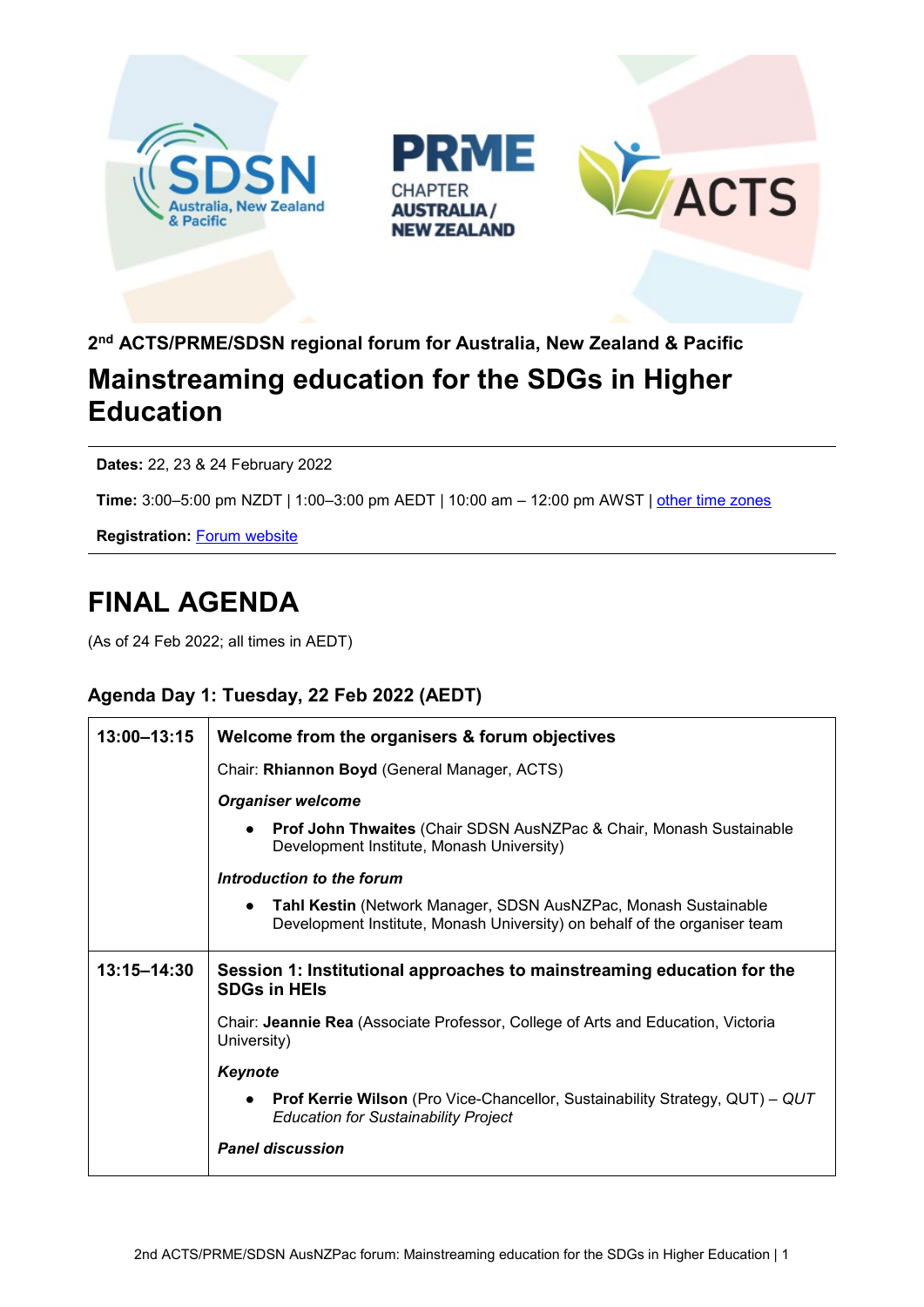2nd ACTS/PRME/SDSN regional forum for Australia, New Zealand & Pacific

# Mainstreaming education for the SDGs in Higher Education

**Dates:** 22, 23 & 24 February 2022

**Time:** 3:00–5:00 pm NZDT | 1:00–3:00 pm AEDT | 10:00 am – 12:00 pm AWST | [other time zones]

**Registration:** [Forum website]

# FINAL AGENDA

(As of 24 Feb 2022; all times in AEDT)

### Agenda Day 1: Tuesday, 22 Feb 2022 (AEDT)

| | |
|---|---|
| **13:00–13:15** | **Welcome from the organisers & forum objectives**<br><br>Chair: **Rhiannon Boyd** (General Manager, ACTS)<br><br>***Organiser welcome***<br><br>• **Prof John Thwaites** (Chair SDSN AusNZPac & Chair, Monash Sustainable Development Institute, Monash University)<br><br>***Introduction to the forum***<br><br>• **Tahl Kestin** (Network Manager, SDSN AusNZPac, Monash Sustainable Development Institute, Monash University) on behalf of the organiser team |
| **13:15–14:30** | **Session 1: Institutional approaches to mainstreaming education for the SDGs in HEIs**<br><br>Chair: **Jeannie Rea** (Associate Professor, College of Arts and Education, Victoria University)<br><br>***Keynote***<br><br>• **Prof Kerrie Wilson** (Pro Vice-Chancellor, Sustainability Strategy, QUT) – *QUT Education for Sustainability Project*<br><br>***Panel discussion*** |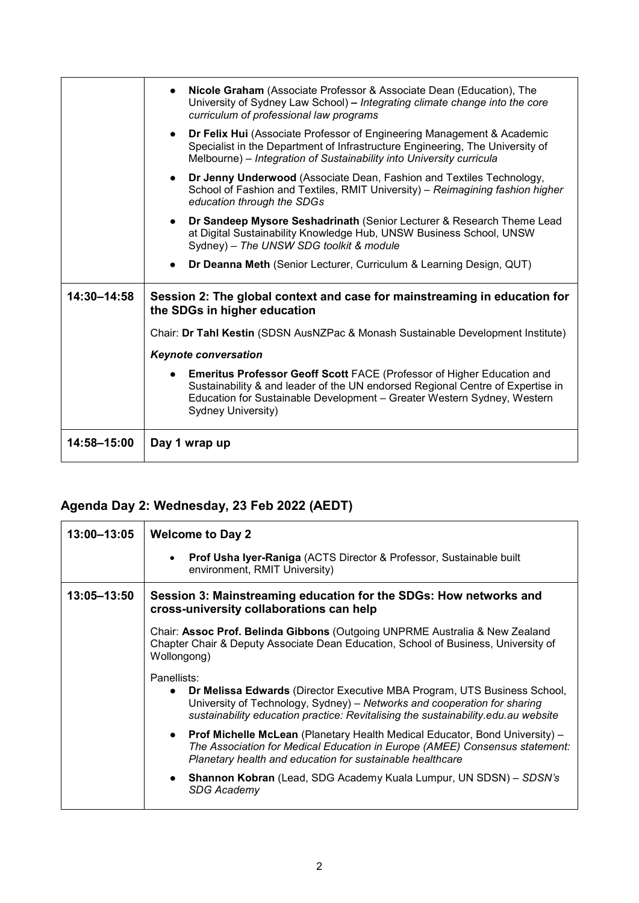| | |
|---|---|
| | • **Nicole Graham** (Associate Professor & Associate Dean (Education), The University of Sydney Law School) **–** *Integrating climate change into the core curriculum of professional law programs*<br>• **Dr Felix Hui** (Associate Professor of Engineering Management & Academic Specialist in the Department of Infrastructure Engineering, The University of Melbourne) – *Integration of Sustainability into University curricula*<br>• **Dr Jenny Underwood** (Associate Dean, Fashion and Textiles Technology, School of Fashion and Textiles, RMIT University) – *Reimagining fashion higher education through the SDGs*<br>• **Dr Sandeep Mysore Seshadrinath** (Senior Lecturer & Research Theme Lead at Digital Sustainability Knowledge Hub, UNSW Business School, UNSW Sydney) – *The UNSW SDG toolkit & module*<br>• **Dr Deanna Meth** (Senior Lecturer, Curriculum & Learning Design, QUT) |
| **14:30–14:58** | **Session 2: The global context and case for mainstreaming in education for the SDGs in higher education**<br><br>Chair: **Dr Tahl Kestin** (SDSN AusNZPac & Monash Sustainable Development Institute)<br><br>***Keynote conversation***<br>• **Emeritus Professor Geoff Scott** FACE (Professor of Higher Education and Sustainability & and leader of the UN endorsed Regional Centre of Expertise in Education for Sustainable Development – Greater Western Sydney, Western Sydney University) |
| **14:58–15:00** | **Day 1 wrap up** |

## Agenda Day 2: Wednesday, 23 Feb 2022 (AEDT)

| | |
|---|---|
| **13:00–13:05** | **Welcome to Day 2**<br>• **Prof Usha Iyer-Raniga** (ACTS Director & Professor, Sustainable built environment, RMIT University) |
| **13:05–13:50** | **Session 3: Mainstreaming education for the SDGs: How networks and cross-university collaborations can help**<br><br>Chair: **Assoc Prof. Belinda Gibbons** (Outgoing UNPRME Australia & New Zealand Chapter Chair & Deputy Associate Dean Education, School of Business, University of Wollongong)<br><br>Panellists:<br>• **Dr Melissa Edwards** (Director Executive MBA Program, UTS Business School, University of Technology, Sydney) – *Networks and cooperation for sharing sustainability education practice: Revitalising the sustainability.edu.au website*<br>• **Prof Michelle McLean** (Planetary Health Medical Educator, Bond University) – *The Association for Medical Education in Europe (AMEE) Consensus statement: Planetary health and education for sustainable healthcare*<br>• **Shannon Kobran** (Lead, SDG Academy Kuala Lumpur, UN SDSN) – *SDSN's SDG Academy* |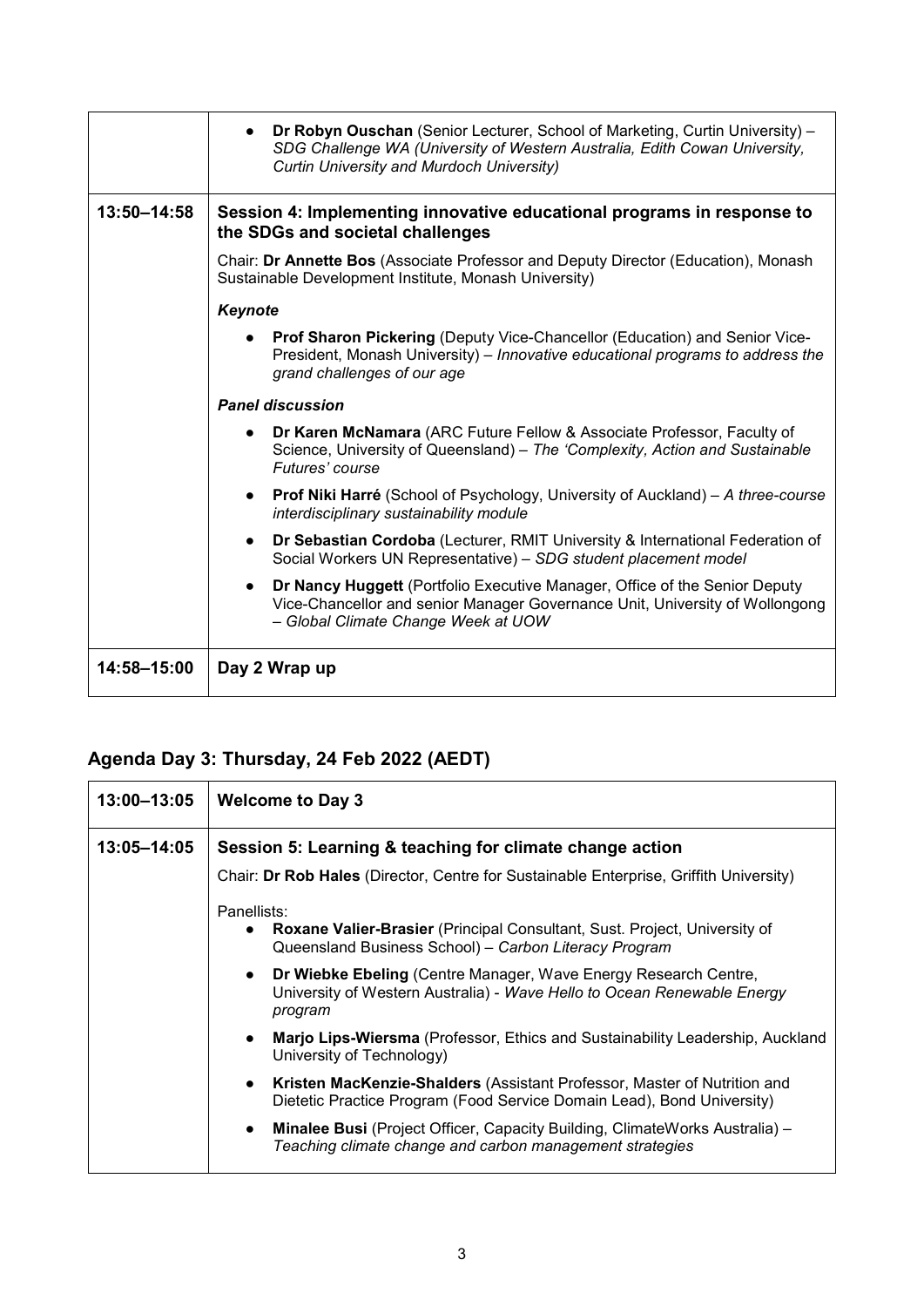| | |
|---|---|
| | • **Dr Robyn Ouschan** (Senior Lecturer, School of Marketing, Curtin University) – *SDG Challenge WA (University of Western Australia, Edith Cowan University, Curtin University and Murdoch University)* |
| **13:50–14:58** | **Session 4: Implementing innovative educational programs in response to the SDGs and societal challenges**<br><br>Chair: **Dr Annette Bos** (Associate Professor and Deputy Director (Education), Monash Sustainable Development Institute, Monash University)<br><br>***Keynote***<br><br>• **Prof Sharon Pickering** (Deputy Vice-Chancellor (Education) and Senior Vice-President, Monash University) – *Innovative educational programs to address the grand challenges of our age*<br><br>***Panel discussion***<br><br>• **Dr Karen McNamara** (ARC Future Fellow & Associate Professor, Faculty of Science, University of Queensland) – *The 'Complexity, Action and Sustainable Futures' course*<br>• **Prof Niki Harré** (School of Psychology, University of Auckland) – *A three-course interdisciplinary sustainability module*<br>• **Dr Sebastian Cordoba** (Lecturer, RMIT University & International Federation of Social Workers UN Representative) – *SDG student placement model*<br>• **Dr Nancy Huggett** (Portfolio Executive Manager, Office of the Senior Deputy Vice-Chancellor and senior Manager Governance Unit, University of Wollongong – *Global Climate Change Week at UOW* |
| **14:58–15:00** | **Day 2 Wrap up** |

## Agenda Day 3: Thursday, 24 Feb 2022 (AEDT)

| | |
|---|---|
| **13:00–13:05** | **Welcome to Day 3** |
| **13:05–14:05** | **Session 5: Learning & teaching for climate change action**<br><br>Chair: **Dr Rob Hales** (Director, Centre for Sustainable Enterprise, Griffith University)<br><br>Panellists:<br>• **Roxane Valier-Brasier** (Principal Consultant, Sust. Project, University of Queensland Business School) – *Carbon Literacy Program*<br>• **Dr Wiebke Ebeling** (Centre Manager, Wave Energy Research Centre, University of Western Australia) - *Wave Hello to Ocean Renewable Energy program*<br>• **Marjo Lips-Wiersma** (Professor, Ethics and Sustainability Leadership, Auckland University of Technology)<br>• **Kristen MacKenzie-Shalders** (Assistant Professor, Master of Nutrition and Dietetic Practice Program (Food Service Domain Lead), Bond University)<br>• **Minalee Busi** (Project Officer, Capacity Building, ClimateWorks Australia) – *Teaching climate change and carbon management strategies* |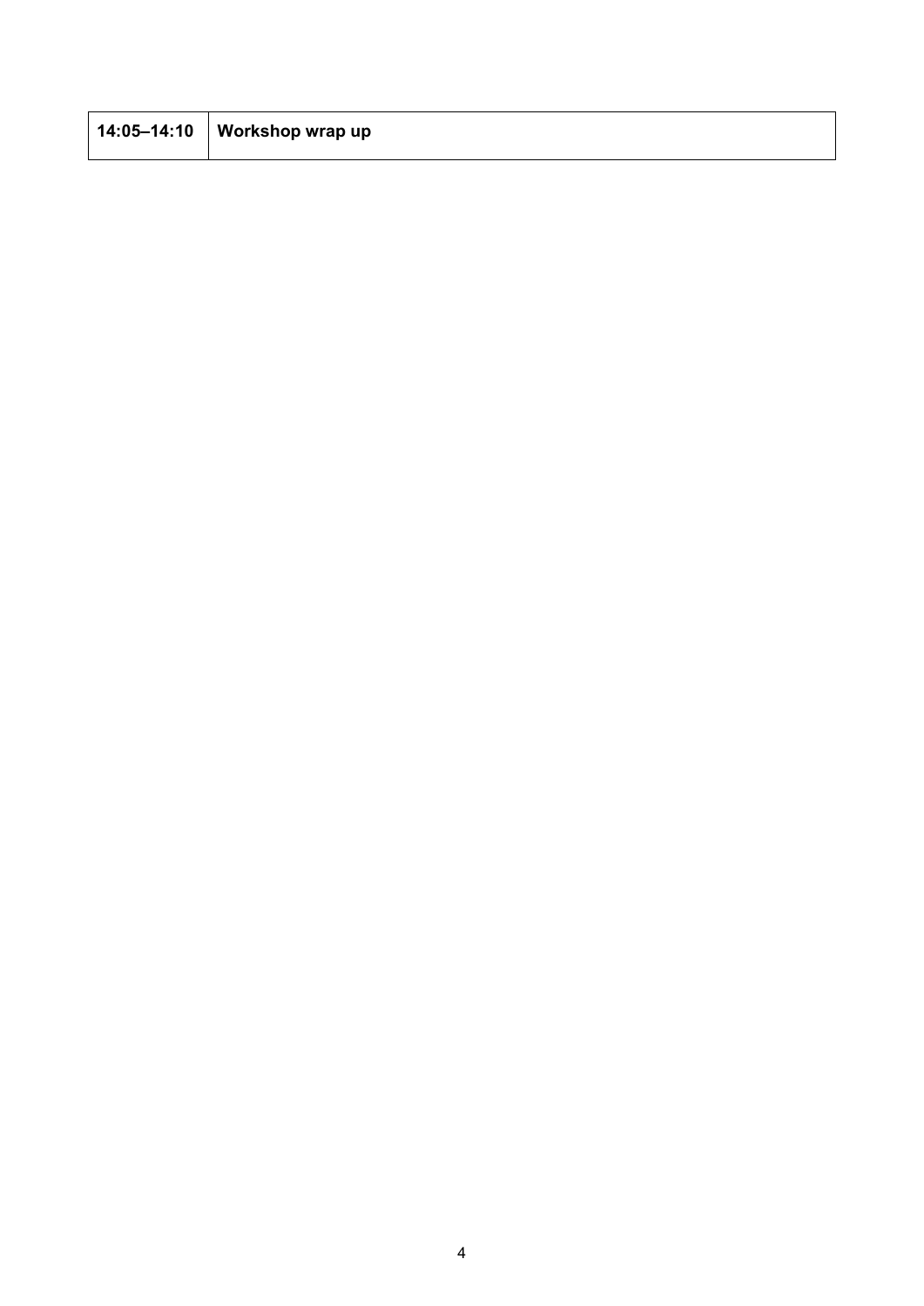| | |
|---|---|
| **14:05–14:10** | **Workshop wrap up** |